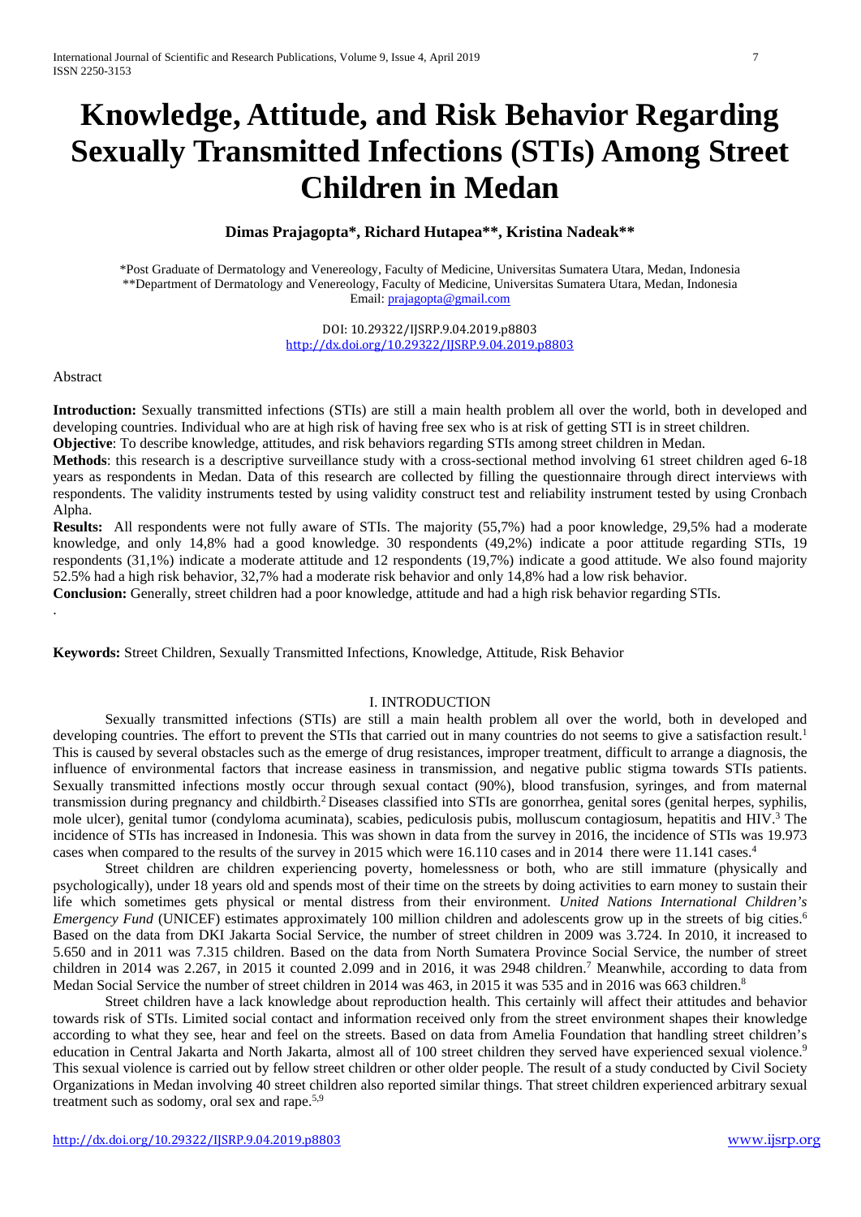# Knowledge, Attitude, and Risk Behavior Regarding Sexually Transmitted Infections (STIs) Among Street Children in Medan

**Dimas Prajagopta\*, Richard Hutapea\*\*, Kristina Nadeak\*\***

\*Post Graduate of Dermatology and Venereology, Faculty of Medicine, Universitas Sumatera Utara, Medan, Indonesia
\*\*Department of Dermatology and Venereology, Faculty of Medicine, Universitas Sumatera Utara, Medan, Indonesia
Email: prajagopta@gmail.com

DOI: 10.29322/IJSRP.9.04.2019.p8803
http://dx.doi.org/10.29322/IJSRP.9.04.2019.p8803

Abstract

**Introduction:** Sexually transmitted infections (STIs) are still a main health problem all over the world, both in developed and developing countries. Individual who are at high risk of having free sex who is at risk of getting STI is in street children.
**Objective**: To describe knowledge, attitudes, and risk behaviors regarding STIs among street children in Medan.
**Methods**: this research is a descriptive surveillance study with a cross-sectional method involving 61 street children aged 6-18 years as respondents in Medan. Data of this research are collected by filling the questionnaire through direct interviews with respondents. The validity instruments tested by using validity construct test and reliability instrument tested by using Cronbach Alpha.
**Results:** All respondents were not fully aware of STIs. The majority (55,7%) had a poor knowledge, 29,5% had a moderate knowledge, and only 14,8% had a good knowledge. 30 respondents (49,2%) indicate a poor attitude regarding STIs, 19 respondents (31,1%) indicate a moderate attitude and 12 respondents (19,7%) indicate a good attitude. We also found majority 52.5% had a high risk behavior, 32,7% had a moderate risk behavior and only 14,8% had a low risk behavior.
**Conclusion:** Generally, street children had a poor knowledge, attitude and had a high risk behavior regarding STIs.

.

**Keywords:** Street Children, Sexually Transmitted Infections, Knowledge, Attitude, Risk Behavior

## I. INTRODUCTION

Sexually transmitted infections (STIs) are still a main health problem all over the world, both in developed and developing countries. The effort to prevent the STIs that carried out in many countries do not seems to give a satisfaction result.[1] This is caused by several obstacles such as the emerge of drug resistances, improper treatment, difficult to arrange a diagnosis, the influence of environmental factors that increase easiness in transmission, and negative public stigma towards STIs patients. Sexually transmitted infections mostly occur through sexual contact (90%), blood transfusion, syringes, and from maternal transmission during pregnancy and childbirth.[2] Diseases classified into STIs are gonorrhea, genital sores (genital herpes, syphilis, mole ulcer), genital tumor (condyloma acuminata), scabies, pediculosis pubis, molluscum contagiosum, hepatitis and HIV.[3] The incidence of STIs has increased in Indonesia. This was shown in data from the survey in 2016, the incidence of STIs was 19.973 cases when compared to the results of the survey in 2015 which were 16.110 cases and in 2014 there were 11.141 cases.[4]

Street children are children experiencing poverty, homelessness or both, who are still immature (physically and psychologically), under 18 years old and spends most of their time on the streets by doing activities to earn money to sustain their life which sometimes gets physical or mental distress from their environment. *United Nations International Children's Emergency Fund* (UNICEF) estimates approximately 100 million children and adolescents grow up in the streets of big cities.[6] Based on the data from DKI Jakarta Social Service, the number of street children in 2009 was 3.724. In 2010, it increased to 5.650 and in 2011 was 7.315 children. Based on the data from North Sumatera Province Social Service, the number of street children in 2014 was 2.267, in 2015 it counted 2.099 and in 2016, it was 2948 children.[7] Meanwhile, according to data from Medan Social Service the number of street children in 2014 was 463, in 2015 it was 535 and in 2016 was 663 children.[8]

Street children have a lack knowledge about reproduction health. This certainly will affect their attitudes and behavior towards risk of STIs. Limited social contact and information received only from the street environment shapes their knowledge according to what they see, hear and feel on the streets. Based on data from Amelia Foundation that handling street children's education in Central Jakarta and North Jakarta, almost all of 100 street children they served have experienced sexual violence.[9] This sexual violence is carried out by fellow street children or other older people. The result of a study conducted by Civil Society Organizations in Medan involving 40 street children also reported similar things. That street children experienced arbitrary sexual treatment such as sodomy, oral sex and rape.[5,9]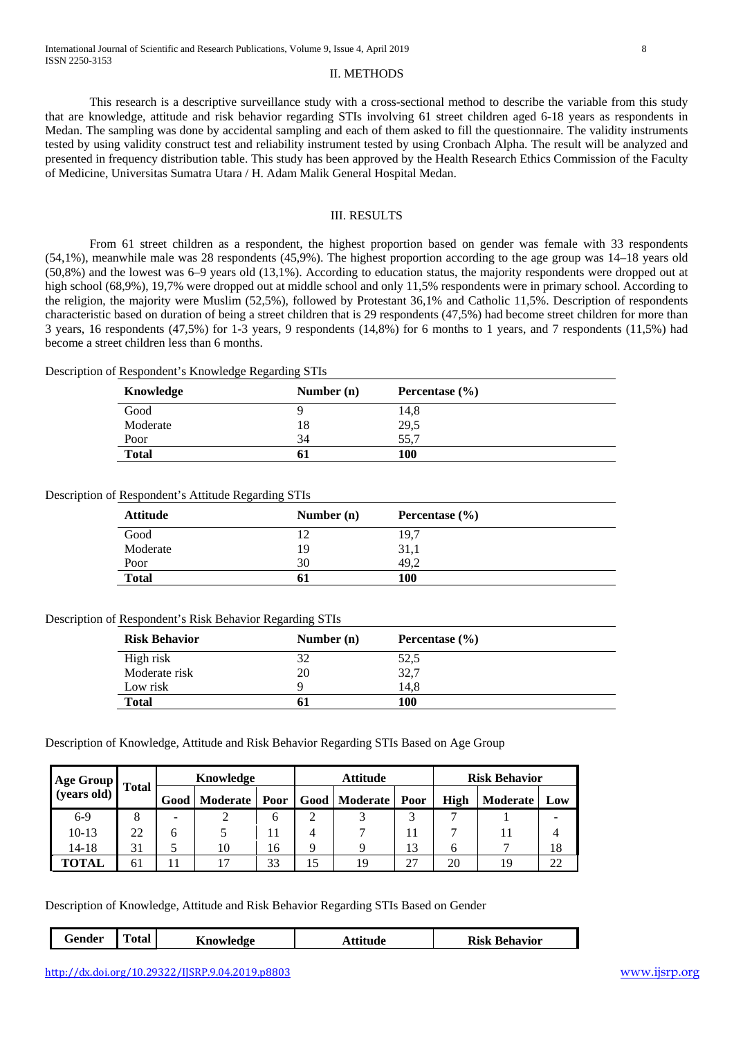## II. METHODS

This research is a descriptive surveillance study with a cross-sectional method to describe the variable from this study that are knowledge, attitude and risk behavior regarding STIs involving 61 street children aged 6-18 years as respondents in Medan. The sampling was done by accidental sampling and each of them asked to fill the questionnaire. The validity instruments tested by using validity construct test and reliability instrument tested by using Cronbach Alpha. The result will be analyzed and presented in frequency distribution table. This study has been approved by the Health Research Ethics Commission of the Faculty of Medicine, Universitas Sumatra Utara / H. Adam Malik General Hospital Medan.

## III. RESULTS

From 61 street children as a respondent, the highest proportion based on gender was female with 33 respondents (54,1%), meanwhile male was 28 respondents (45,9%). The highest proportion according to the age group was 14–18 years old (50,8%) and the lowest was 6–9 years old (13,1%). According to education status, the majority respondents were dropped out at high school (68,9%), 19,7% were dropped out at middle school and only 11,5% respondents were in primary school. According to the religion, the majority were Muslim (52,5%), followed by Protestant 36,1% and Catholic 11,5%. Description of respondents characteristic based on duration of being a street children that is 29 respondents (47,5%) had become street children for more than 3 years, 16 respondents (47,5%) for 1-3 years, 9 respondents (14,8%) for 6 months to 1 years, and 7 respondents (11,5%) had become a street children less than 6 months.

Description of Respondent's Knowledge Regarding STIs

| Knowledge | Number (n) | Percentase (%) |
|---|---|---|
| Good | 9 | 14,8 |
| Moderate | 18 | 29,5 |
| Poor | 34 | 55,7 |
| **Total** | **61** | **100** |

Description of Respondent's Attitude Regarding STIs

| Attitude | Number (n) | Percentase (%) |
|---|---|---|
| Good | 12 | 19,7 |
| Moderate | 19 | 31,1 |
| Poor | 30 | 49,2 |
| **Total** | **61** | **100** |

Description of Respondent's Risk Behavior Regarding STIs

| Risk Behavior | Number (n) | Percentase (%) |
|---|---|---|
| High risk | 32 | 52,5 |
| Moderate risk | 20 | 32,7 |
| Low risk | 9 | 14,8 |
| **Total** | **61** | **100** |

Description of Knowledge, Attitude and Risk Behavior Regarding STIs Based on Age Group

| Age Group (years old) | Total | Knowledge | | | Attitude | | | Risk Behavior | | |
|---|---|---|---|---|---|---|---|---|---|---|
| | | Good | Moderate | Poor | Good | Moderate | Poor | High | Moderate | Low |
| 6-9 | 8 | - | 2 | 6 | 2 | 3 | 3 | 7 | 1 | - |
| 10-13 | 22 | 6 | 5 | 11 | 4 | 7 | 11 | 7 | 11 | 4 |
| 14-18 | 31 | 5 | 10 | 16 | 9 | 9 | 13 | 6 | 7 | 18 |
| **TOTAL** | 61 | 11 | 17 | 33 | 15 | 19 | 27 | 20 | 19 | 22 |

Description of Knowledge, Attitude and Risk Behavior Regarding STIs Based on Gender

| Gender | Total | Knowledge | Attitude | Risk Behavior |
|---|---|---|---|---|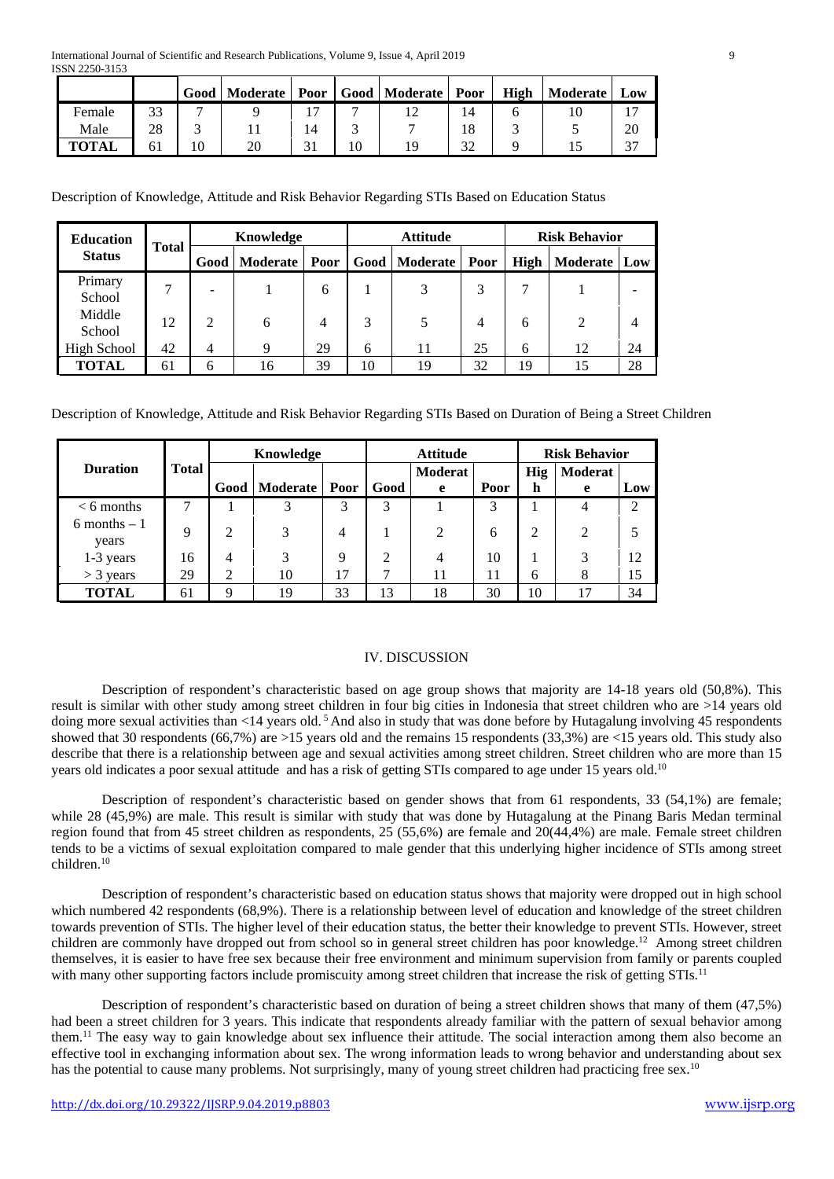| | | Good | Moderate | Poor | Good | Moderate | Poor | High | Moderate | Low |
|---|---|---|---|---|---|---|---|---|---|---|
| Female | 33 | 7 | 9 | 17 | 7 | 12 | 14 | 6 | 10 | 17 |
| Male | 28 | 3 | 11 | 14 | 3 | 7 | 18 | 3 | 5 | 20 |
| **TOTAL** | 61 | 10 | 20 | 31 | 10 | 19 | 32 | 9 | 15 | 37 |

Description of Knowledge, Attitude and Risk Behavior Regarding STIs Based on Education Status

| **Education Status** | **Total** | **Knowledge** | | | **Attitude** | | | **Risk Behavior** | | |
|---|---|---|---|---|---|---|---|---|---|---|
| | | **Good** | **Moderate** | **Poor** | **Good** | **Moderate** | **Poor** | **High** | **Moderate** | **Low** |
| Primary School | 7 | - | 1 | 6 | 1 | 3 | 3 | 7 | 1 | - |
| Middle School | 12 | 2 | 6 | 4 | 3 | 5 | 4 | 6 | 2 | 4 |
| High School | 42 | 4 | 9 | 29 | 6 | 11 | 25 | 6 | 12 | 24 |
| **TOTAL** | 61 | 6 | 16 | 39 | 10 | 19 | 32 | 19 | 15 | 28 |

Description of Knowledge, Attitude and Risk Behavior Regarding STIs Based on Duration of Being a Street Children

| **Duration** | **Total** | **Knowledge** | | | **Attitude** | | | **Risk Behavior** | | |
|---|---|---|---|---|---|---|---|---|---|---|
| | | **Good** | **Moderate** | **Poor** | **Good** | **Moderate** | **Poor** | **High** | **Moderate** | **Low** |
| < 6 months | 7 | 1 | 3 | 3 | 3 | 1 | 3 | 1 | 4 | 2 |
| 6 months – 1 years | 9 | 2 | 3 | 4 | 1 | 2 | 6 | 2 | 2 | 5 |
| 1-3 years | 16 | 4 | 3 | 9 | 2 | 4 | 10 | 1 | 3 | 12 |
| > 3 years | 29 | 2 | 10 | 17 | 7 | 11 | 11 | 6 | 8 | 15 |
| **TOTAL** | 61 | 9 | 19 | 33 | 13 | 18 | 30 | 10 | 17 | 34 |

## IV. DISCUSSION

Description of respondent's characteristic based on age group shows that majority are 14-18 years old (50,8%). This result is similar with other study among street children in four big cities in Indonesia that street children who are >14 years old doing more sexual activities than <14 years old.[5] And also in study that was done before by Hutagalung involving 45 respondents showed that 30 respondents (66,7%) are >15 years old and the remains 15 respondents (33,3%) are <15 years old. This study also describe that there is a relationship between age and sexual activities among street children. Street children who are more than 15 years old indicates a poor sexual attitude and has a risk of getting STIs compared to age under 15 years old.[10]

Description of respondent's characteristic based on gender shows that from 61 respondents, 33 (54,1%) are female; while 28 (45,9%) are male. This result is similar with study that was done by Hutagalung at the Pinang Baris Medan terminal region found that from 45 street children as respondents, 25 (55,6%) are female and 20(44,4%) are male. Female street children tends to be a victims of sexual exploitation compared to male gender that this underlying higher incidence of STIs among street children.[10]

Description of respondent's characteristic based on education status shows that majority were dropped out in high school which numbered 42 respondents (68,9%). There is a relationship between level of education and knowledge of the street children towards prevention of STIs. The higher level of their education status, the better their knowledge to prevent STIs. However, street children are commonly have dropped out from school so in general street children has poor knowledge.[12] Among street children themselves, it is easier to have free sex because their free environment and minimum supervision from family or parents coupled with many other supporting factors include promiscuity among street children that increase the risk of getting STIs.[11]

Description of respondent's characteristic based on duration of being a street children shows that many of them (47,5%) had been a street children for 3 years. This indicate that respondents already familiar with the pattern of sexual behavior among them.[11] The easy way to gain knowledge about sex influence their attitude. The social interaction among them also become an effective tool in exchanging information about sex. The wrong information leads to wrong behavior and understanding about sex has the potential to cause many problems. Not surprisingly, many of young street children had practicing free sex.[10]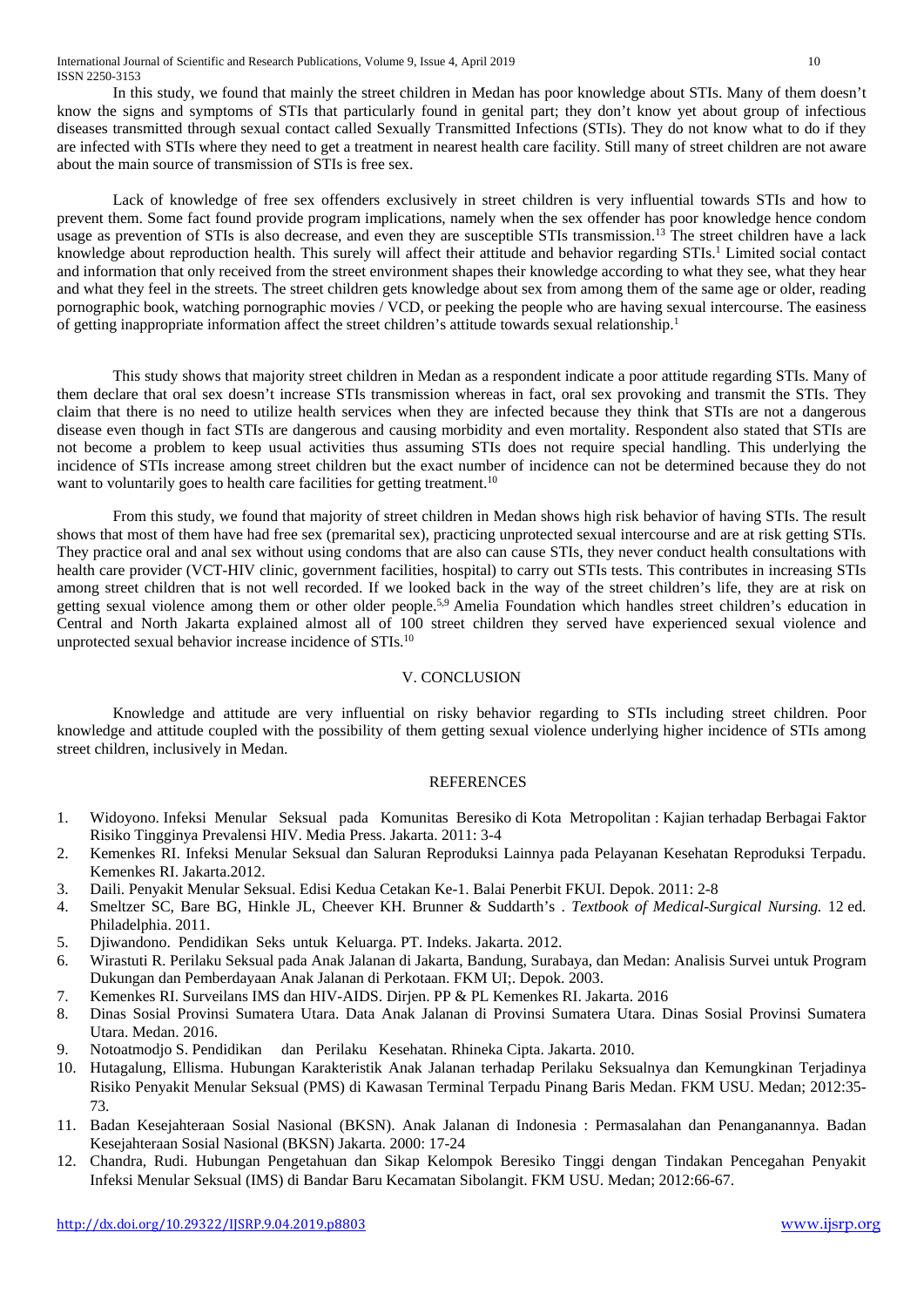In this study, we found that mainly the street children in Medan has poor knowledge about STIs. Many of them doesn't know the signs and symptoms of STIs that particularly found in genital part; they don't know yet about group of infectious diseases transmitted through sexual contact called Sexually Transmitted Infections (STIs). They do not know what to do if they are infected with STIs where they need to get a treatment in nearest health care facility. Still many of street children are not aware about the main source of transmission of STIs is free sex.

Lack of knowledge of free sex offenders exclusively in street children is very influential towards STIs and how to prevent them. Some fact found provide program implications, namely when the sex offender has poor knowledge hence condom usage as prevention of STIs is also decrease, and even they are susceptible STIs transmission.[13] The street children have a lack knowledge about reproduction health. This surely will affect their attitude and behavior regarding STIs.[1] Limited social contact and information that only received from the street environment shapes their knowledge according to what they see, what they hear and what they feel in the streets. The street children gets knowledge about sex from among them of the same age or older, reading pornographic book, watching pornographic movies / VCD, or peeking the people who are having sexual intercourse. The easiness of getting inappropriate information affect the street children's attitude towards sexual relationship.[1]

This study shows that majority street children in Medan as a respondent indicate a poor attitude regarding STIs. Many of them declare that oral sex doesn't increase STIs transmission whereas in fact, oral sex provoking and transmit the STIs. They claim that there is no need to utilize health services when they are infected because they think that STIs are not a dangerous disease even though in fact STIs are dangerous and causing morbidity and even mortality. Respondent also stated that STIs are not become a problem to keep usual activities thus assuming STIs does not require special handling. This underlying the incidence of STIs increase among street children but the exact number of incidence can not be determined because they do not want to voluntarily goes to health care facilities for getting treatment.[10]

From this study, we found that majority of street children in Medan shows high risk behavior of having STIs. The result shows that most of them have had free sex (premarital sex), practicing unprotected sexual intercourse and are at risk getting STIs. They practice oral and anal sex without using condoms that are also can cause STIs, they never conduct health consultations with health care provider (VCT-HIV clinic, government facilities, hospital) to carry out STIs tests. This contributes in increasing STIs among street children that is not well recorded. If we looked back in the way of the street children's life, they are at risk on getting sexual violence among them or other older people.[5,9] Amelia Foundation which handles street children's education in Central and North Jakarta explained almost all of 100 street children they served have experienced sexual violence and unprotected sexual behavior increase incidence of STIs.[10]

## V. CONCLUSION

Knowledge and attitude are very influential on risky behavior regarding to STIs including street children. Poor knowledge and attitude coupled with the possibility of them getting sexual violence underlying higher incidence of STIs among street children, inclusively in Medan.

## REFERENCES

1. Widoyono. Infeksi Menular Seksual pada Komunitas Beresiko di Kota Metropolitan : Kajian terhadap Berbagai Faktor Risiko Tingginya Prevalensi HIV. Media Press. Jakarta. 2011: 3-4
2. Kemenkes RI. Infeksi Menular Seksual dan Saluran Reproduksi Lainnya pada Pelayanan Kesehatan Reproduksi Terpadu. Kemenkes RI. Jakarta.2012.
3. Daili. Penyakit Menular Seksual. Edisi Kedua Cetakan Ke-1. Balai Penerbit FKUI. Depok. 2011: 2-8
4. Smeltzer SC, Bare BG, Hinkle JL, Cheever KH. Brunner & Suddarth's . *Textbook of Medical-Surgical Nursing.* 12 ed. Philadelphia. 2011.
5. Djiwandono. Pendidikan Seks untuk Keluarga. PT. Indeks. Jakarta. 2012.
6. Wirastuti R. Perilaku Seksual pada Anak Jalanan di Jakarta, Bandung, Surabaya, dan Medan: Analisis Survei untuk Program Dukungan dan Pemberdayaan Anak Jalanan di Perkotaan. FKM UI;. Depok. 2003.
7. Kemenkes RI. Surveilans IMS dan HIV-AIDS. Dirjen. PP & PL Kemenkes RI. Jakarta. 2016
8. Dinas Sosial Provinsi Sumatera Utara. Data Anak Jalanan di Provinsi Sumatera Utara. Dinas Sosial Provinsi Sumatera Utara. Medan. 2016.
9. Notoatmodjo S. Pendidikan dan Perilaku Kesehatan. Rhineka Cipta. Jakarta. 2010.
10. Hutagalung, Ellisma. Hubungan Karakteristik Anak Jalanan terhadap Perilaku Seksualnya dan Kemungkinan Terjadinya Risiko Penyakit Menular Seksual (PMS) di Kawasan Terminal Terpadu Pinang Baris Medan. FKM USU. Medan; 2012:35-73.
11. Badan Kesejahteraan Sosial Nasional (BKSN). Anak Jalanan di Indonesia : Permasalahan dan Penanganannya. Badan Kesejahteraan Sosial Nasional (BKSN) Jakarta. 2000: 17-24
12. Chandra, Rudi. Hubungan Pengetahuan dan Sikap Kelompok Beresiko Tinggi dengan Tindakan Pencegahan Penyakit Infeksi Menular Seksual (IMS) di Bandar Baru Kecamatan Sibolangit. FKM USU. Medan; 2012:66-67.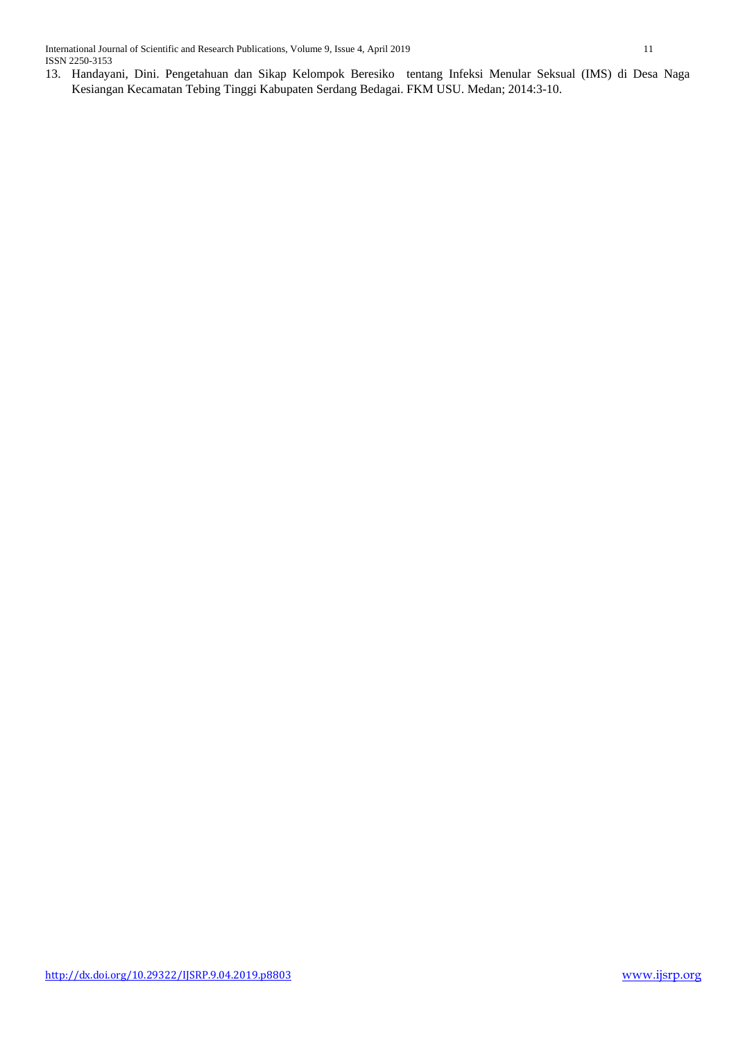13. Handayani, Dini. Pengetahuan dan Sikap Kelompok Beresiko tentang Infeksi Menular Seksual (IMS) di Desa Naga Kesiangan Kecamatan Tebing Tinggi Kabupaten Serdang Bedagai. FKM USU. Medan; 2014:3-10.